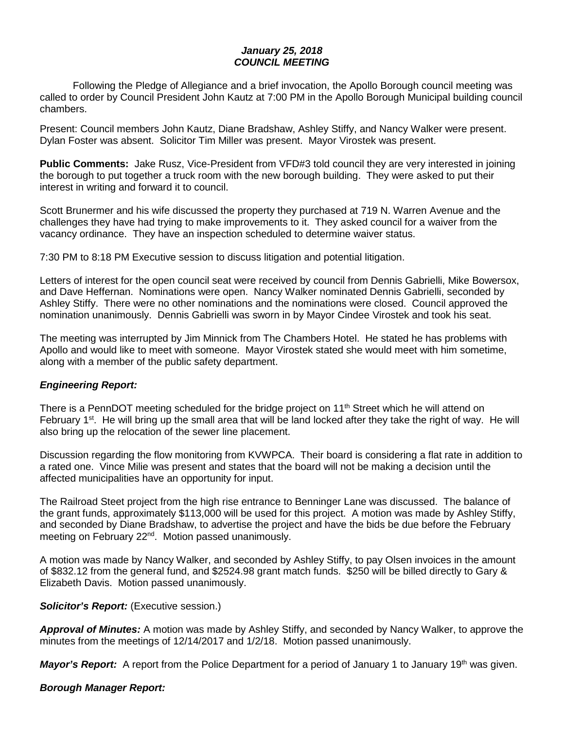***January 25, 2018***
***COUNCIL MEETING***

Following the Pledge of Allegiance and a brief invocation, the Apollo Borough council meeting was called to order by Council President John Kautz at 7:00 PM in the Apollo Borough Municipal building council chambers.

Present: Council members John Kautz, Diane Bradshaw, Ashley Stiffy, and Nancy Walker were present. Dylan Foster was absent. Solicitor Tim Miller was present. Mayor Virostek was present.

**Public Comments:** Jake Rusz, Vice-President from VFD#3 told council they are very interested in joining the borough to put together a truck room with the new borough building. They were asked to put their interest in writing and forward it to council.

Scott Brunermer and his wife discussed the property they purchased at 719 N. Warren Avenue and the challenges they have had trying to make improvements to it. They asked council for a waiver from the vacancy ordinance. They have an inspection scheduled to determine waiver status.

7:30 PM to 8:18 PM Executive session to discuss litigation and potential litigation.

Letters of interest for the open council seat were received by council from Dennis Gabrielli, Mike Bowersox, and Dave Heffernan. Nominations were open. Nancy Walker nominated Dennis Gabrielli, seconded by Ashley Stiffy. There were no other nominations and the nominations were closed. Council approved the nomination unanimously. Dennis Gabrielli was sworn in by Mayor Cindee Virostek and took his seat.

The meeting was interrupted by Jim Minnick from The Chambers Hotel. He stated he has problems with Apollo and would like to meet with someone. Mayor Virostek stated she would meet with him sometime, along with a member of the public safety department.

***Engineering Report:***

There is a PennDOT meeting scheduled for the bridge project on 11th Street which he will attend on February 1st. He will bring up the small area that will be land locked after they take the right of way. He will also bring up the relocation of the sewer line placement.

Discussion regarding the flow monitoring from KVWPCA. Their board is considering a flat rate in addition to a rated one. Vince Milie was present and states that the board will not be making a decision until the affected municipalities have an opportunity for input.

The Railroad Steet project from the high rise entrance to Benninger Lane was discussed. The balance of the grant funds, approximately $113,000 will be used for this project. A motion was made by Ashley Stiffy, and seconded by Diane Bradshaw, to advertise the project and have the bids be due before the February meeting on February 22nd. Motion passed unanimously.

A motion was made by Nancy Walker, and seconded by Ashley Stiffy, to pay Olsen invoices in the amount of $832.12 from the general fund, and $2524.98 grant match funds. $250 will be billed directly to Gary & Elizabeth Davis. Motion passed unanimously.

***Solicitor's Report:*** (Executive session.)

***Approval of Minutes:*** A motion was made by Ashley Stiffy, and seconded by Nancy Walker, to approve the minutes from the meetings of 12/14/2017 and 1/2/18. Motion passed unanimously.

***Mayor's Report:*** A report from the Police Department for a period of January 1 to January 19th was given.

***Borough Manager Report:***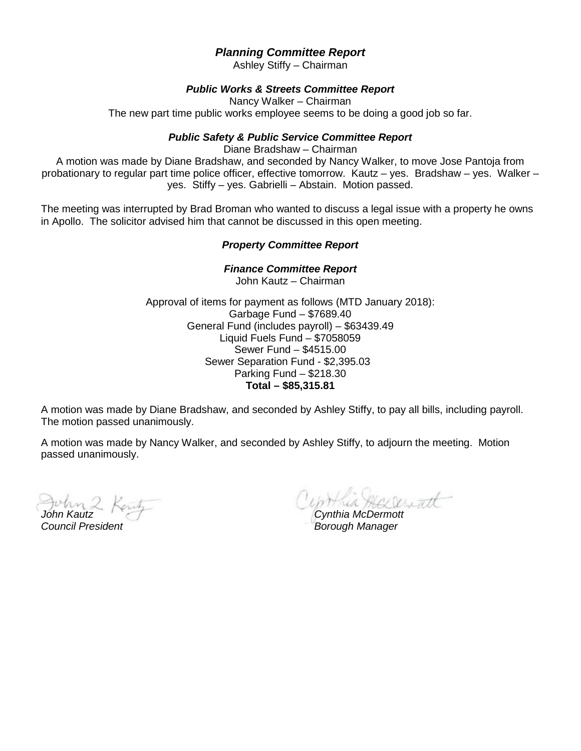### ***Planning Committee Report***

Ashley Stiffy – Chairman

### ***Public Works & Streets Committee Report***

Nancy Walker – Chairman

The new part time public works employee seems to be doing a good job so far.

### ***Public Safety & Public Service Committee Report***

Diane Bradshaw – Chairman

A motion was made by Diane Bradshaw, and seconded by Nancy Walker, to move Jose Pantoja from probationary to regular part time police officer, effective tomorrow. Kautz – yes. Bradshaw – yes. Walker – yes. Stiffy – yes. Gabrielli – Abstain. Motion passed.

The meeting was interrupted by Brad Broman who wanted to discuss a legal issue with a property he owns in Apollo. The solicitor advised him that cannot be discussed in this open meeting.

### ***Property Committee Report***

### ***Finance Committee Report***

John Kautz – Chairman

Approval of items for payment as follows (MTD January 2018):

Garbage Fund – $7689.40
General Fund (includes payroll) – $63439.49
Liquid Fuels Fund – $7058059
Sewer Fund – $4515.00
Sewer Separation Fund - $2,395.03
Parking Fund – $218.30
**Total – $85,315.81**

A motion was made by Diane Bradshaw, and seconded by Ashley Stiffy, to pay all bills, including payroll. The motion passed unanimously.

A motion was made by Nancy Walker, and seconded by Ashley Stiffy, to adjourn the meeting. Motion passed unanimously.

*John Kautz*
*Council President*

*Cynthia McDermott*
*Borough Manager*